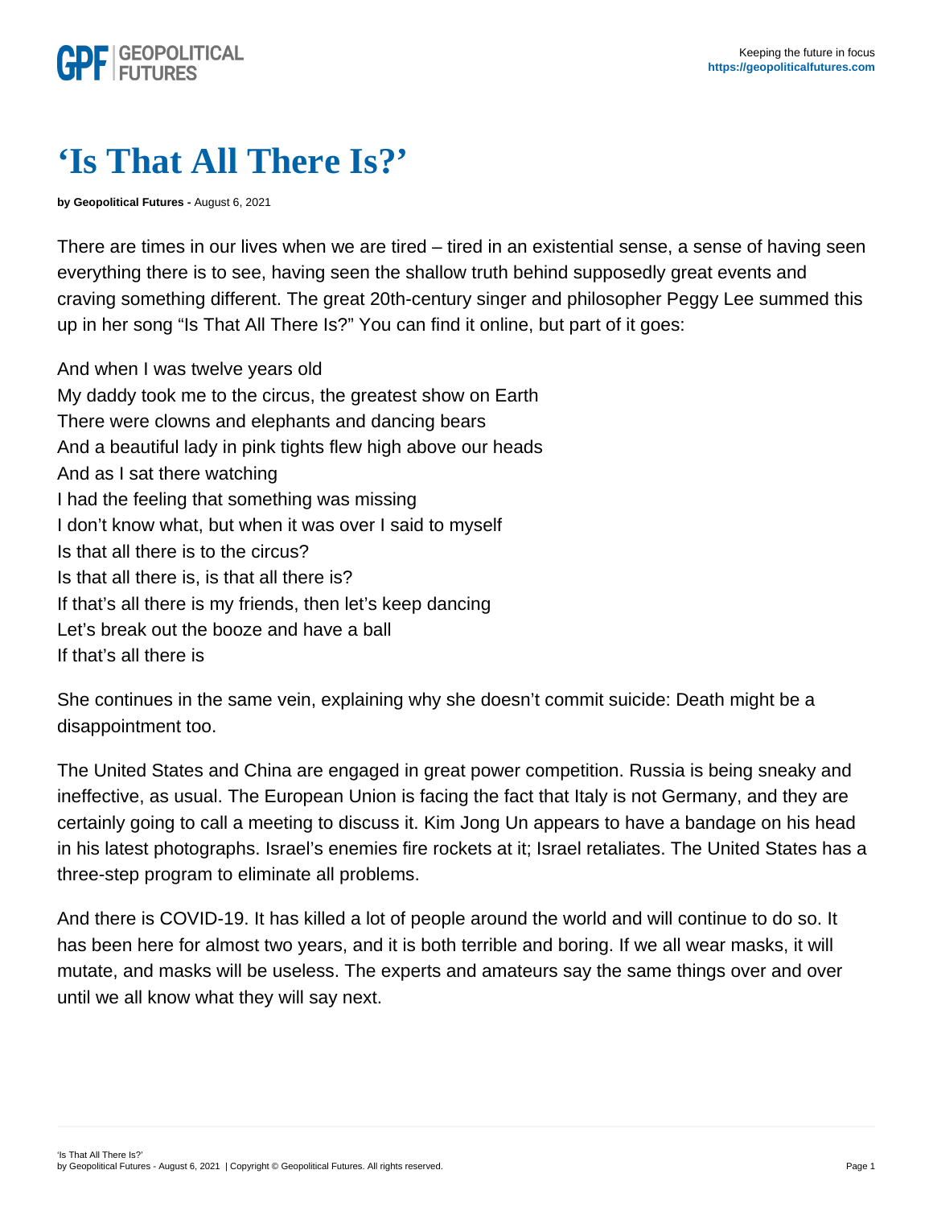# ‘Is That All There Is?’

**by Geopolitical Futures -** August 6, 2021

There are times in our lives when we are tired – tired in an existential sense, a sense of having seen everything there is to see, having seen the shallow truth behind supposedly great events and craving something different. The great 20th-century singer and philosopher Peggy Lee summed this up in her song “Is That All There Is?” You can find it online, but part of it goes:

And when I was twelve years old  
My daddy took me to the circus, the greatest show on Earth  
There were clowns and elephants and dancing bears  
And a beautiful lady in pink tights flew high above our heads  
And as I sat there watching  
I had the feeling that something was missing  
I don’t know what, but when it was over I said to myself  
Is that all there is to the circus?  
Is that all there is, is that all there is?  
If that’s all there is my friends, then let’s keep dancing  
Let’s break out the booze and have a ball  
If that’s all there is

She continues in the same vein, explaining why she doesn’t commit suicide: Death might be a disappointment too.

The United States and China are engaged in great power competition. Russia is being sneaky and ineffective, as usual. The European Union is facing the fact that Italy is not Germany, and they are certainly going to call a meeting to discuss it. Kim Jong Un appears to have a bandage on his head in his latest photographs. Israel’s enemies fire rockets at it; Israel retaliates. The United States has a three-step program to eliminate all problems.

And there is COVID-19. It has killed a lot of people around the world and will continue to do so. It has been here for almost two years, and it is both terrible and boring. If we all wear masks, it will mutate, and masks will be useless. The experts and amateurs say the same things over and over until we all know what they will say next.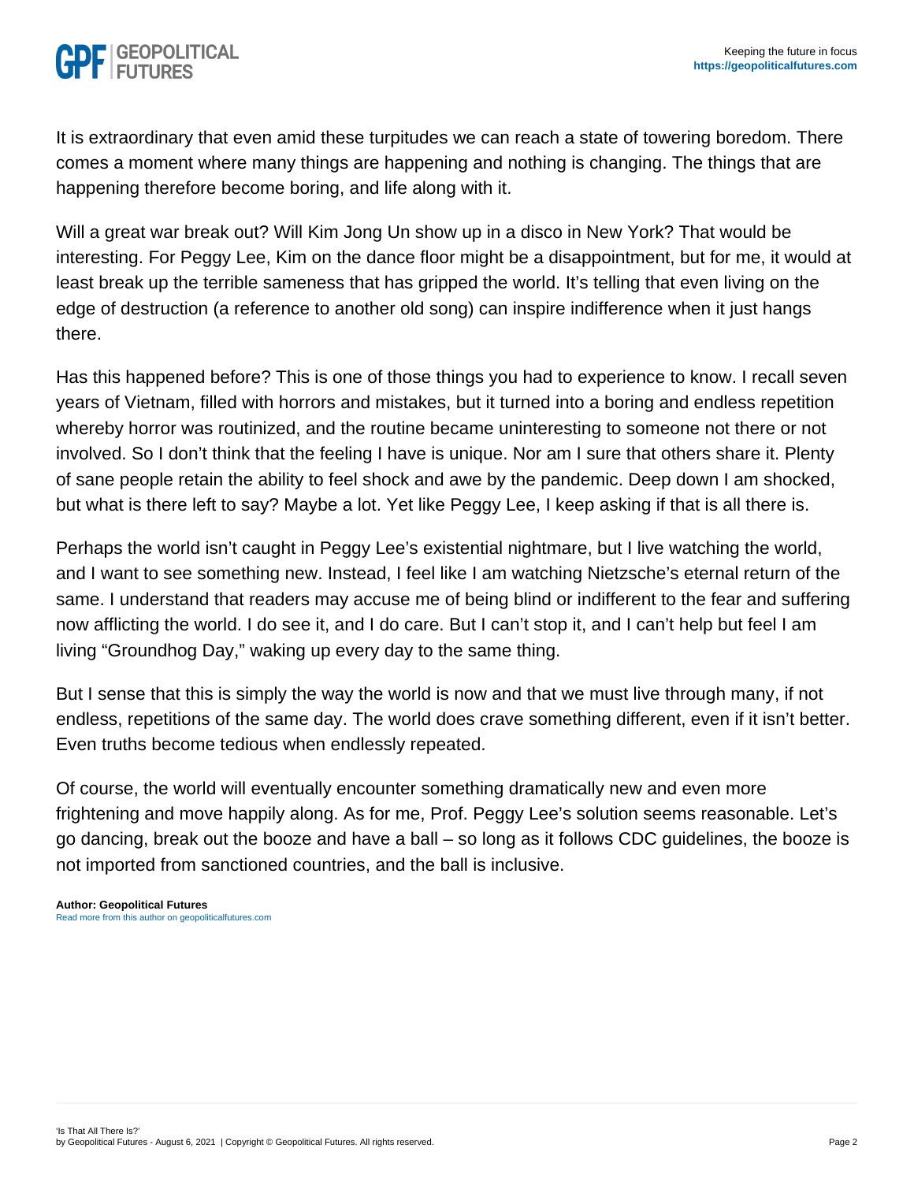It is extraordinary that even amid these turpitudes we can reach a state of towering boredom. There comes a moment where many things are happening and nothing is changing. The things that are happening therefore become boring, and life along with it.

Will a great war break out? Will Kim Jong Un show up in a disco in New York? That would be interesting. For Peggy Lee, Kim on the dance floor might be a disappointment, but for me, it would at least break up the terrible sameness that has gripped the world. It's telling that even living on the edge of destruction (a reference to another old song) can inspire indifference when it just hangs there.

Has this happened before? This is one of those things you had to experience to know. I recall seven years of Vietnam, filled with horrors and mistakes, but it turned into a boring and endless repetition whereby horror was routinized, and the routine became uninteresting to someone not there or not involved. So I don't think that the feeling I have is unique. Nor am I sure that others share it. Plenty of sane people retain the ability to feel shock and awe by the pandemic. Deep down I am shocked, but what is there left to say? Maybe a lot. Yet like Peggy Lee, I keep asking if that is all there is.

Perhaps the world isn't caught in Peggy Lee's existential nightmare, but I live watching the world, and I want to see something new. Instead, I feel like I am watching Nietzsche's eternal return of the same. I understand that readers may accuse me of being blind or indifferent to the fear and suffering now afflicting the world. I do see it, and I do care. But I can't stop it, and I can't help but feel I am living "Groundhog Day," waking up every day to the same thing.

But I sense that this is simply the way the world is now and that we must live through many, if not endless, repetitions of the same day. The world does crave something different, even if it isn't better. Even truths become tedious when endlessly repeated.

Of course, the world will eventually encounter something dramatically new and even more frightening and move happily along. As for me, Prof. Peggy Lee's solution seems reasonable. Let's go dancing, break out the booze and have a ball – so long as it follows CDC guidelines, the booze is not imported from sanctioned countries, and the ball is inclusive.

**Author: Geopolitical Futures**
Read more from this author on geopoliticalfutures.com